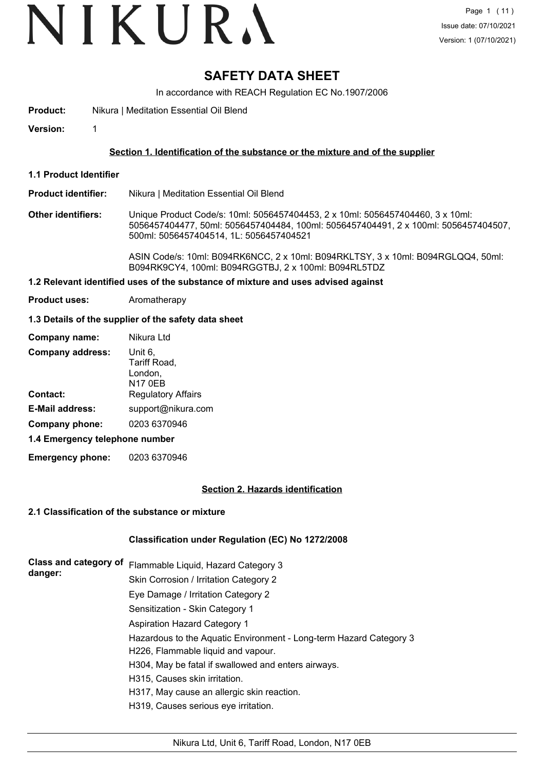# SAFETY DATA SHEET

In accordance with REACH Regulation EC No.1907/2006

**Product:** Nikura | Meditation Essential Oil Blend

**Version:** 1

## Section 1. Identification of the substance or the mixture and of the supplier

**1.1 Product Identifier**

**Product identifier:** Nikura | Meditation Essential Oil Blend

**Other identifiers:** Unique Product Code/s: 10ml: 5056457404453, 2 x 10ml: 5056457404460, 3 x 10ml: 5056457404477, 50ml: 5056457404484, 100ml: 5056457404491, 2 x 100ml: 5056457404507, 500ml: 5056457404514, 1L: 5056457404521

ASIN Code/s: 10ml: B094RK6NCC, 2 x 10ml: B094RKLTSY, 3 x 10ml: B094RGLQQ4, 50ml: B094RK9CY4, 100ml: B094RGGTBJ, 2 x 100ml: B094RL5TDZ

**1.2 Relevant identified uses of the substance of mixture and uses advised against**

**Product uses:** Aromatherapy

**1.3 Details of the supplier of the safety data sheet**

**Company name:** Nikura Ltd

**Company address:** Unit 6, Tariff Road, London, N17 0EB

**Contact:** Regulatory Affairs

**E-Mail address:** support@nikura.com

**Company phone:** 0203 6370946

**1.4 Emergency telephone number**

**Emergency phone:** 0203 6370946

## Section 2. Hazards identification

**2.1 Classification of the substance or mixture**

**Classification under Regulation (EC) No 1272/2008**

**Class and category of danger:**

Flammable Liquid, Hazard Category 3
Skin Corrosion / Irritation Category 2
Eye Damage / Irritation Category 2
Sensitization - Skin Category 1
Aspiration Hazard Category 1
Hazardous to the Aquatic Environment - Long-term Hazard Category 3
H226, Flammable liquid and vapour.
H304, May be fatal if swallowed and enters airways.
H315, Causes skin irritation.
H317, May cause an allergic skin reaction.
H319, Causes serious eye irritation.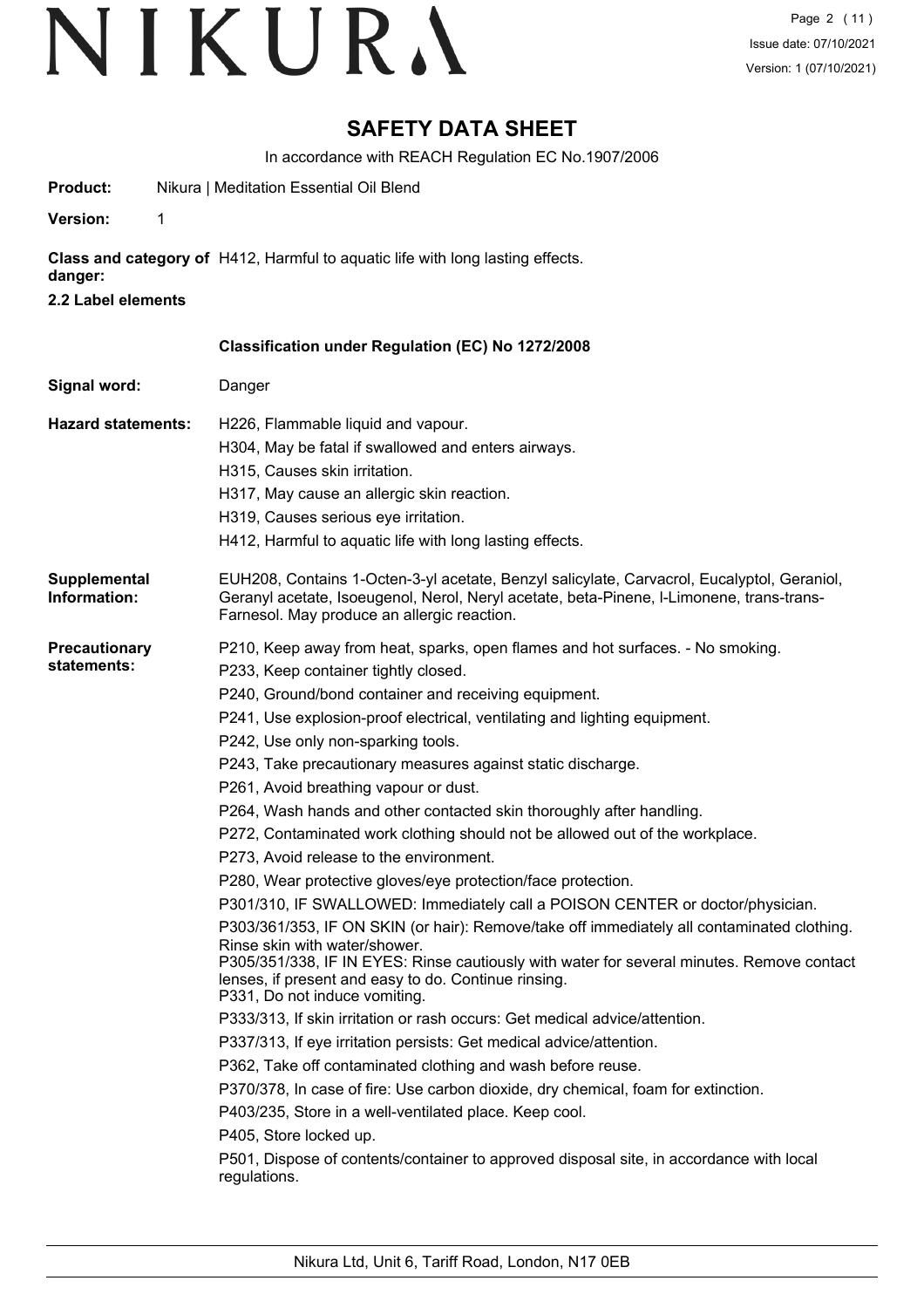# SAFETY DATA SHEET

In accordance with REACH Regulation EC No.1907/2006

**Product:** Nikura | Meditation Essential Oil Blend

**Version:** 1

**Class and category of danger:** H412, Harmful to aquatic life with long lasting effects.

**2.2 Label elements**

**Classification under Regulation (EC) No 1272/2008**

**Signal word:** Danger

**Hazard statements:**
H226, Flammable liquid and vapour.
H304, May be fatal if swallowed and enters airways.
H315, Causes skin irritation.
H317, May cause an allergic skin reaction.
H319, Causes serious eye irritation.
H412, Harmful to aquatic life with long lasting effects.

**Supplemental Information:** EUH208, Contains 1-Octen-3-yl acetate, Benzyl salicylate, Carvacrol, Eucalyptol, Geraniol, Geranyl acetate, Isoeugenol, Nerol, Neryl acetate, beta-Pinene, l-Limonene, trans-trans-Farnesol. May produce an allergic reaction.

**Precautionary statements:**
P210, Keep away from heat, sparks, open flames and hot surfaces. - No smoking.
P233, Keep container tightly closed.
P240, Ground/bond container and receiving equipment.
P241, Use explosion-proof electrical, ventilating and lighting equipment.
P242, Use only non-sparking tools.
P243, Take precautionary measures against static discharge.
P261, Avoid breathing vapour or dust.
P264, Wash hands and other contacted skin thoroughly after handling.
P272, Contaminated work clothing should not be allowed out of the workplace.
P273, Avoid release to the environment.
P280, Wear protective gloves/eye protection/face protection.
P301/310, IF SWALLOWED: Immediately call a POISON CENTER or doctor/physician.
P303/361/353, IF ON SKIN (or hair): Remove/take off immediately all contaminated clothing. Rinse skin with water/shower.
P305/351/338, IF IN EYES: Rinse cautiously with water for several minutes. Remove contact lenses, if present and easy to do. Continue rinsing.
P331, Do not induce vomiting.
P333/313, If skin irritation or rash occurs: Get medical advice/attention.
P337/313, If eye irritation persists: Get medical advice/attention.
P362, Take off contaminated clothing and wash before reuse.
P370/378, In case of fire: Use carbon dioxide, dry chemical, foam for extinction.
P403/235, Store in a well-ventilated place. Keep cool.
P405, Store locked up.
P501, Dispose of contents/container to approved disposal site, in accordance with local regulations.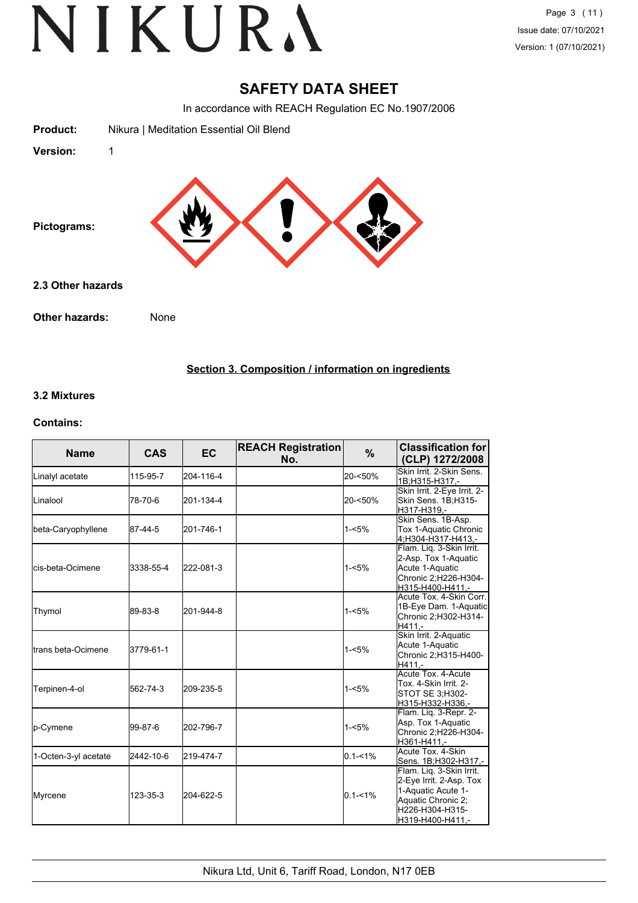# SAFETY DATA SHEET

In accordance with REACH Regulation EC No.1907/2006

**Product:** Nikura | Meditation Essential Oil Blend

**Version:** 1

**Pictograms:**

### 2.3 Other hazards

**Other hazards:** None

## Section 3. Composition / information on ingredients

### 3.2 Mixtures

**Contains:**

| Name | CAS | EC | REACH Registration No. | % | Classification for (CLP) 1272/2008 |
|---|---|---|---|---|---|
| Linalyl acetate | 115-95-7 | 204-116-4 | | 20-<50% | Skin Irrit. 2-Skin Sens. 1B;H315-H317,- |
| Linalool | 78-70-6 | 201-134-4 | | 20-<50% | Skin Irrit. 2-Eye Irrit. 2-Skin Sens. 1B;H315-H317-H319,- |
| beta-Caryophyllene | 87-44-5 | 201-746-1 | | 1-<5% | Skin Sens. 1B-Asp. Tox 1-Aquatic Chronic 4;H304-H317-H413,- |
| cis-beta-Ocimene | 3338-55-4 | 222-081-3 | | 1-<5% | Flam. Liq. 3-Skin Irrit. 2-Asp. Tox 1-Aquatic Acute 1-Aquatic Chronic 2;H226-H304-H315-H400-H411,- |
| Thymol | 89-83-8 | 201-944-8 | | 1-<5% | Acute Tox. 4-Skin Corr. 1B-Eye Dam. 1-Aquatic Chronic 2;H302-H314-H411,- |
| trans beta-Ocimene | 3779-61-1 | | | 1-<5% | Skin Irrit. 2-Aquatic Acute 1-Aquatic Chronic 2;H315-H400-H411,- |
| Terpinen-4-ol | 562-74-3 | 209-235-5 | | 1-<5% | Acute Tox. 4-Acute Tox. 4-Skin Irrit. 2-STOT SE 3;H302-H315-H332-H336,- |
| p-Cymene | 99-87-6 | 202-796-7 | | 1-<5% | Flam. Liq. 3-Repr. 2-Asp. Tox 1-Aquatic Chronic 2;H226-H304-H361-H411,- |
| 1-Octen-3-yl acetate | 2442-10-6 | 219-474-7 | | 0.1-<1% | Acute Tox. 4-Skin Sens. 1B;H302-H317,- |
| Myrcene | 123-35-3 | 204-622-5 | | 0.1-<1% | Flam. Liq. 3-Skin Irrit. 2-Eye Irrit. 2-Asp. Tox 1-Aquatic Acute 1-Aquatic Chronic 2; H226-H304-H315-H319-H400-H411,- |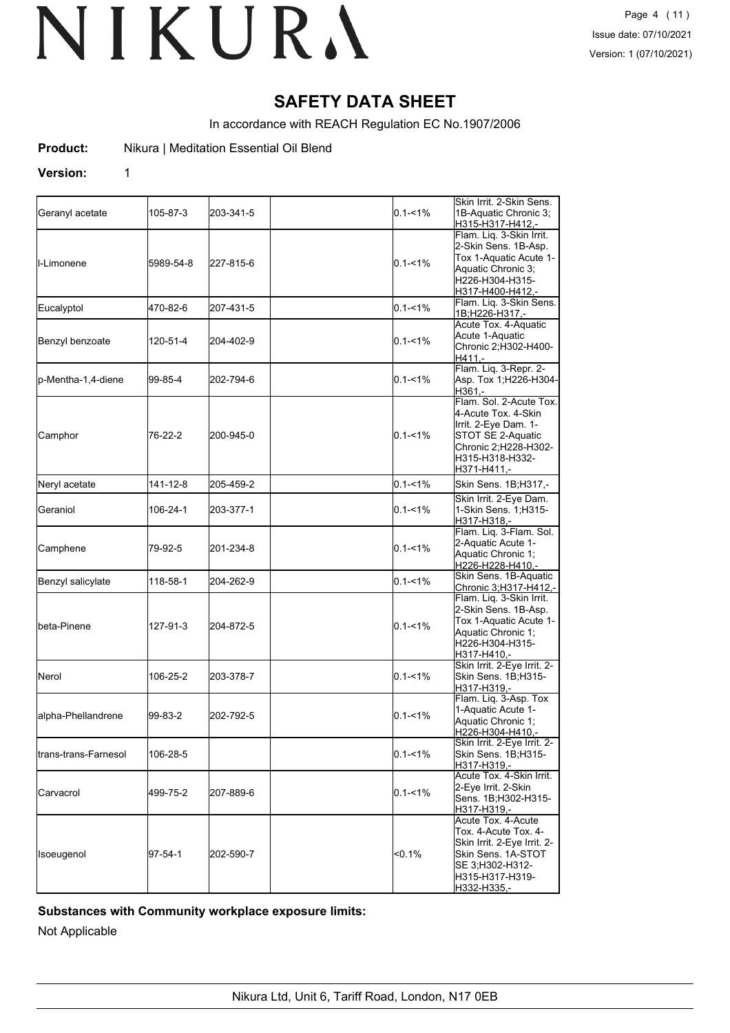# SAFETY DATA SHEET

In accordance with REACH Regulation EC No.1907/2006

**Product:** Nikura | Meditation Essential Oil Blend

**Version:** 1

| | | | | | |
|---|---|---|---|---|---|
| Geranyl acetate | 105-87-3 | 203-341-5 | | 0.1-<1% | Skin Irrit. 2-Skin Sens. 1B-Aquatic Chronic 3; H315-H317-H412,- |
| l-Limonene | 5989-54-8 | 227-815-6 | | 0.1-<1% | Flam. Liq. 3-Skin Irrit. 2-Skin Sens. 1B-Asp. Tox 1-Aquatic Acute 1-Aquatic Chronic 3; H226-H304-H315-H317-H400-H412,- |
| Eucalyptol | 470-82-6 | 207-431-5 | | 0.1-<1% | Flam. Liq. 3-Skin Sens. 1B;H226-H317,- |
| Benzyl benzoate | 120-51-4 | 204-402-9 | | 0.1-<1% | Acute Tox. 4-Aquatic Acute 1-Aquatic Chronic 2;H302-H400-H411,- |
| p-Mentha-1,4-diene | 99-85-4 | 202-794-6 | | 0.1-<1% | Flam. Liq. 3-Repr. 2-Asp. Tox 1;H226-H304-H361,- |
| Camphor | 76-22-2 | 200-945-0 | | 0.1-<1% | Flam. Sol. 2-Acute Tox. 4-Acute Tox. 4-Skin Irrit. 2-Eye Dam. 1-STOT SE 2-Aquatic Chronic 2;H228-H302-H315-H318-H332-H371-H411,- |
| Neryl acetate | 141-12-8 | 205-459-2 | | 0.1-<1% | Skin Sens. 1B;H317,- |
| Geraniol | 106-24-1 | 203-377-1 | | 0.1-<1% | Skin Irrit. 2-Eye Dam. 1-Skin Sens. 1;H315-H317-H318,- |
| Camphene | 79-92-5 | 201-234-8 | | 0.1-<1% | Flam. Liq. 3-Flam. Sol. 2-Aquatic Acute 1-Aquatic Chronic 1; H226-H228-H410,- |
| Benzyl salicylate | 118-58-1 | 204-262-9 | | 0.1-<1% | Skin Sens. 1B-Aquatic Chronic 3;H317-H412,- |
| beta-Pinene | 127-91-3 | 204-872-5 | | 0.1-<1% | Flam. Liq. 3-Skin Irrit. 2-Skin Sens. 1B-Asp. Tox 1-Aquatic Acute 1-Aquatic Chronic 1; H226-H304-H315-H317-H410,- |
| Nerol | 106-25-2 | 203-378-7 | | 0.1-<1% | Skin Irrit. 2-Eye Irrit. 2-Skin Sens. 1B;H315-H317-H319,- |
| alpha-Phellandrene | 99-83-2 | 202-792-5 | | 0.1-<1% | Flam. Liq. 3-Asp. Tox 1-Aquatic Acute 1-Aquatic Chronic 1; H226-H304-H410,- |
| trans-trans-Farnesol | 106-28-5 | | | 0.1-<1% | Skin Irrit. 2-Eye Irrit. 2-Skin Sens. 1B;H315-H317-H319,- |
| Carvacrol | 499-75-2 | 207-889-6 | | 0.1-<1% | Acute Tox. 4-Skin Irrit. 2-Eye Irrit. 2-Skin Sens. 1B;H302-H315-H317-H319,- |
| Isoeugenol | 97-54-1 | 202-590-7 | | <0.1% | Acute Tox. 4-Acute Tox. 4-Acute Tox. 4-Skin Irrit. 2-Eye Irrit. 2-Skin Sens. 1A-STOT SE 3;H302-H312-H315-H317-H319-H332-H335,- |

**Substances with Community workplace exposure limits:**

Not Applicable

Nikura Ltd, Unit 6, Tariff Road, London, N17 0EB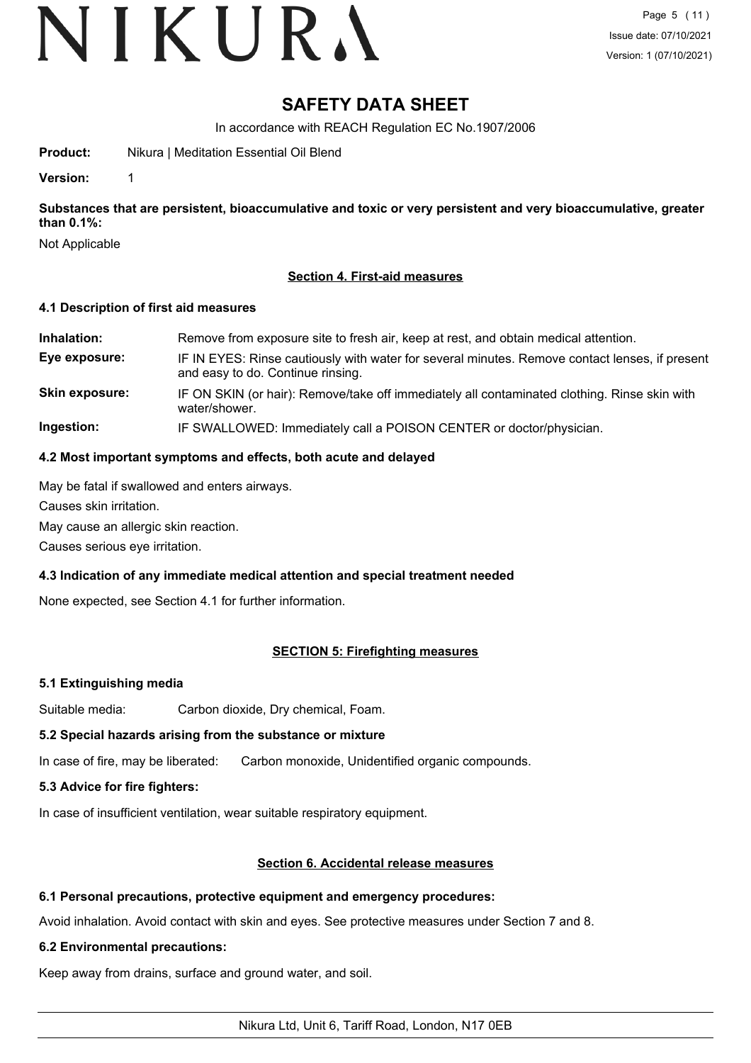# SAFETY DATA SHEET

In accordance with REACH Regulation EC No.1907/2006

**Product:** Nikura | Meditation Essential Oil Blend

**Version:** 1

**Substances that are persistent, bioaccumulative and toxic or very persistent and very bioaccumulative, greater than 0.1%:**

Not Applicable

## Section 4. First-aid measures

### 4.1 Description of first aid measures

| | |
|---|---|
| **Inhalation:** | Remove from exposure site to fresh air, keep at rest, and obtain medical attention. |
| **Eye exposure:** | IF IN EYES: Rinse cautiously with water for several minutes. Remove contact lenses, if present and easy to do. Continue rinsing. |
| **Skin exposure:** | IF ON SKIN (or hair): Remove/take off immediately all contaminated clothing. Rinse skin with water/shower. |
| **Ingestion:** | IF SWALLOWED: Immediately call a POISON CENTER or doctor/physician. |

### 4.2 Most important symptoms and effects, both acute and delayed

May be fatal if swallowed and enters airways.

Causes skin irritation.

May cause an allergic skin reaction.

Causes serious eye irritation.

### 4.3 Indication of any immediate medical attention and special treatment needed

None expected, see Section 4.1 for further information.

## SECTION 5: Firefighting measures

### 5.1 Extinguishing media

Suitable media: Carbon dioxide, Dry chemical, Foam.

### 5.2 Special hazards arising from the substance or mixture

In case of fire, may be liberated: Carbon monoxide, Unidentified organic compounds.

### 5.3 Advice for fire fighters:

In case of insufficient ventilation, wear suitable respiratory equipment.

## Section 6. Accidental release measures

### 6.1 Personal precautions, protective equipment and emergency procedures:

Avoid inhalation. Avoid contact with skin and eyes. See protective measures under Section 7 and 8.

### 6.2 Environmental precautions:

Keep away from drains, surface and ground water, and soil.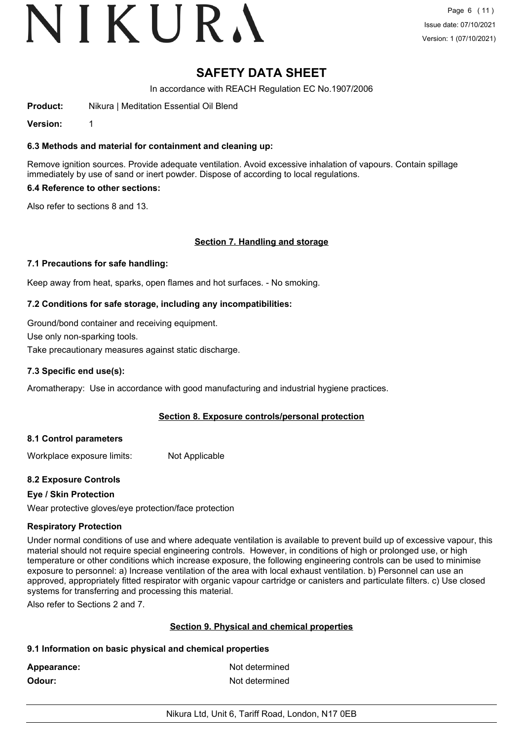## 6.3 Methods and material for containment and cleaning up:

Remove ignition sources. Provide adequate ventilation. Avoid excessive inhalation of vapours. Contain spillage immediately by use of sand or inert powder. Dispose of according to local regulations.

## 6.4 Reference to other sections:

Also refer to sections 8 and 13.

# Section 7. Handling and storage

## 7.1 Precautions for safe handling:

Keep away from heat, sparks, open flames and hot surfaces. - No smoking.

## 7.2 Conditions for safe storage, including any incompatibilities:

Ground/bond container and receiving equipment.

Use only non-sparking tools.

Take precautionary measures against static discharge.

## 7.3 Specific end use(s):

Aromatherapy: Use in accordance with good manufacturing and industrial hygiene practices.

# Section 8. Exposure controls/personal protection

## 8.1 Control parameters

Workplace exposure limits: Not Applicable

## 8.2 Exposure Controls

### Eye / Skin Protection

Wear protective gloves/eye protection/face protection

### Respiratory Protection

Under normal conditions of use and where adequate ventilation is available to prevent build up of excessive vapour, this material should not require special engineering controls. However, in conditions of high or prolonged use, or high temperature or other conditions which increase exposure, the following engineering controls can be used to minimise exposure to personnel: a) Increase ventilation of the area with local exhaust ventilation. b) Personnel can use an approved, appropriately fitted respirator with organic vapour cartridge or canisters and particulate filters. c) Use closed systems for transferring and processing this material.

Also refer to Sections 2 and 7.

# Section 9. Physical and chemical properties

## 9.1 Information on basic physical and chemical properties

**Appearance:** Not determined

**Odour:** Not determined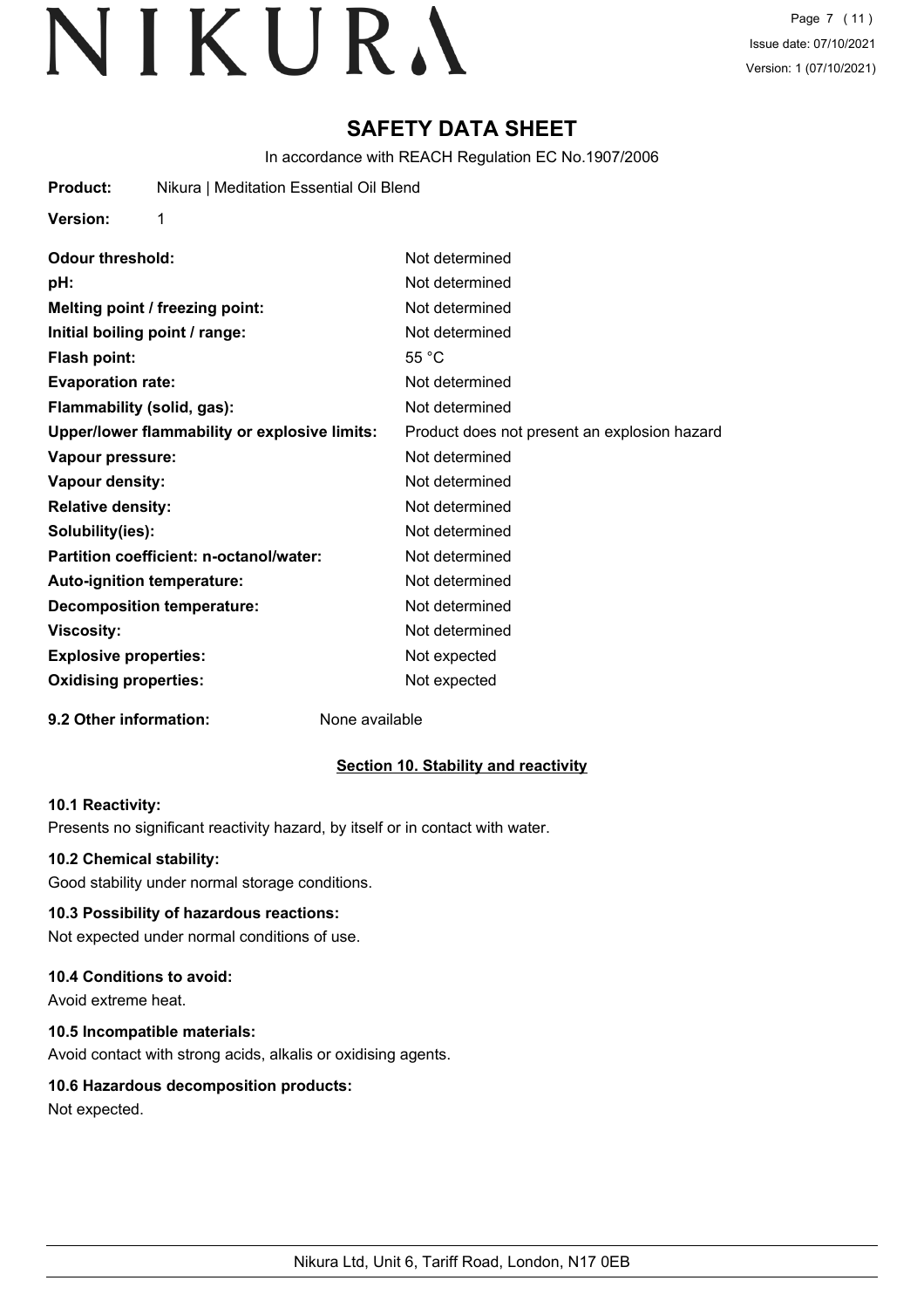# SAFETY DATA SHEET

In accordance with REACH Regulation EC No.1907/2006

**Product:** Nikura | Meditation Essential Oil Blend

**Version:** 1

| | |
|---|---|
| **Odour threshold:** | Not determined |
| **pH:** | Not determined |
| **Melting point / freezing point:** | Not determined |
| **Initial boiling point / range:** | Not determined |
| **Flash point:** | 55 °C |
| **Evaporation rate:** | Not determined |
| **Flammability (solid, gas):** | Not determined |
| **Upper/lower flammability or explosive limits:** | Product does not present an explosion hazard |
| **Vapour pressure:** | Not determined |
| **Vapour density:** | Not determined |
| **Relative density:** | Not determined |
| **Solubility(ies):** | Not determined |
| **Partition coefficient: n-octanol/water:** | Not determined |
| **Auto-ignition temperature:** | Not determined |
| **Decomposition temperature:** | Not determined |
| **Viscosity:** | Not determined |
| **Explosive properties:** | Not expected |
| **Oxidising properties:** | Not expected |

**9.2 Other information:** None available

## Section 10. Stability and reactivity

### 10.1 Reactivity:

Presents no significant reactivity hazard, by itself or in contact with water.

### 10.2 Chemical stability:

Good stability under normal storage conditions.

### 10.3 Possibility of hazardous reactions:

Not expected under normal conditions of use.

### 10.4 Conditions to avoid:

Avoid extreme heat.

### 10.5 Incompatible materials:

Avoid contact with strong acids, alkalis or oxidising agents.

### 10.6 Hazardous decomposition products:

Not expected.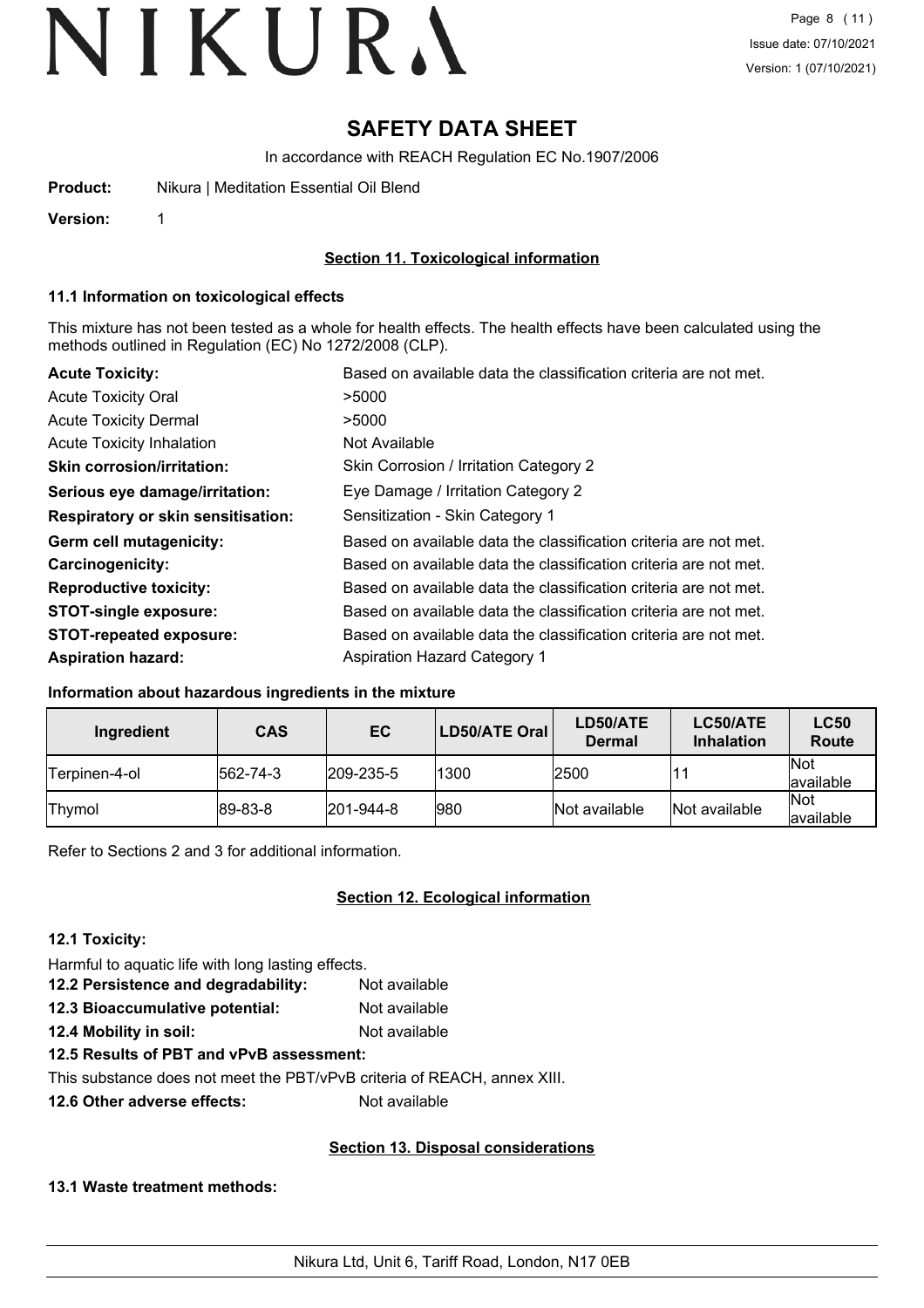# SAFETY DATA SHEET

In accordance with REACH Regulation EC No.1907/2006

**Product:** Nikura | Meditation Essential Oil Blend

**Version:** 1

## Section 11. Toxicological information

### 11.1 Information on toxicological effects

This mixture has not been tested as a whole for health effects. The health effects have been calculated using the methods outlined in Regulation (EC) No 1272/2008 (CLP).

| | |
|---|---|
| **Acute Toxicity:** | Based on available data the classification criteria are not met. |
| Acute Toxicity Oral | >5000 |
| Acute Toxicity Dermal | >5000 |
| Acute Toxicity Inhalation | Not Available |
| **Skin corrosion/irritation:** | Skin Corrosion / Irritation Category 2 |
| **Serious eye damage/irritation:** | Eye Damage / Irritation Category 2 |
| **Respiratory or skin sensitisation:** | Sensitization - Skin Category 1 |
| **Germ cell mutagenicity:** | Based on available data the classification criteria are not met. |
| **Carcinogenicity:** | Based on available data the classification criteria are not met. |
| **Reproductive toxicity:** | Based on available data the classification criteria are not met. |
| **STOT-single exposure:** | Based on available data the classification criteria are not met. |
| **STOT-repeated exposure:** | Based on available data the classification criteria are not met. |
| **Aspiration hazard:** | Aspiration Hazard Category 1 |

### Information about hazardous ingredients in the mixture

| Ingredient | CAS | EC | LD50/ATE Oral | LD50/ATE Dermal | LC50/ATE Inhalation | LC50 Route |
|---|---|---|---|---|---|---|
| Terpinen-4-ol | 562-74-3 | 209-235-5 | 1300 | 2500 | 11 | Not available |
| Thymol | 89-83-8 | 201-944-8 | 980 | Not available | Not available | Not available |

Refer to Sections 2 and 3 for additional information.

## Section 12. Ecological information

### 12.1 Toxicity:

Harmful to aquatic life with long lasting effects.

**12.2 Persistence and degradability:** Not available

**12.3 Bioaccumulative potential:** Not available

**12.4 Mobility in soil:** Not available

**12.5 Results of PBT and vPvB assessment:**

This substance does not meet the PBT/vPvB criteria of REACH, annex XIII.

**12.6 Other adverse effects:** Not available

## Section 13. Disposal considerations

### 13.1 Waste treatment methods: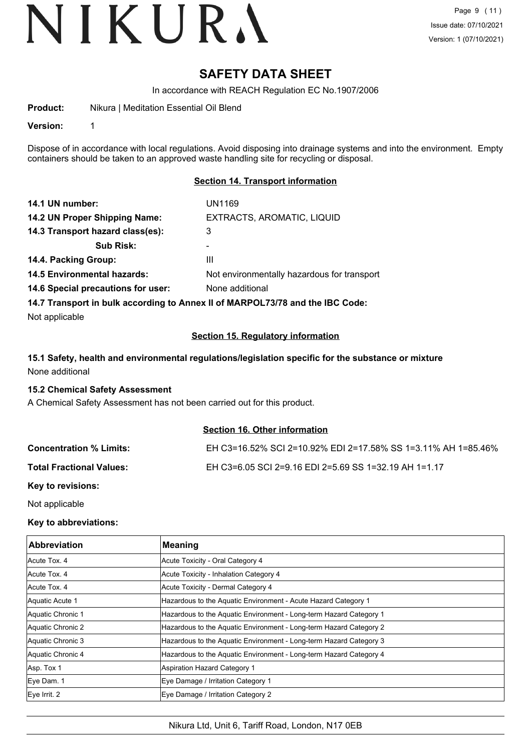# SAFETY DATA SHEET

In accordance with REACH Regulation EC No.1907/2006

**Product:** Nikura | Meditation Essential Oil Blend

**Version:** 1

Dispose of in accordance with local regulations. Avoid disposing into drainage systems and into the environment. Empty containers should be taken to an approved waste handling site for recycling or disposal.

## Section 14. Transport information

| | |
|---|---|
| **14.1 UN number:** | UN1169 |
| **14.2 UN Proper Shipping Name:** | EXTRACTS, AROMATIC, LIQUID |
| **14.3 Transport hazard class(es):** | 3 |
| **Sub Risk:** | - |
| **14.4. Packing Group:** | III |
| **14.5 Environmental hazards:** | Not environmentally hazardous for transport |
| **14.6 Special precautions for user:** | None additional |

**14.7 Transport in bulk according to Annex II of MARPOL73/78 and the IBC Code:**

Not applicable

## Section 15. Regulatory information

**15.1 Safety, health and environmental regulations/legislation specific for the substance or mixture**

None additional

**15.2 Chemical Safety Assessment**

A Chemical Safety Assessment has not been carried out for this product.

## Section 16. Other information

| | |
|---|---|
| **Concentration % Limits:** | EH C3=16.52% SCI 2=10.92% EDI 2=17.58% SS 1=3.11% AH 1=85.46% |
| **Total Fractional Values:** | EH C3=6.05 SCI 2=9.16 EDI 2=5.69 SS 1=32.19 AH 1=1.17 |

**Key to revisions:**

Not applicable

**Key to abbreviations:**

| Abbreviation | Meaning |
|---|---|
| Acute Tox. 4 | Acute Toxicity - Oral Category 4 |
| Acute Tox. 4 | Acute Toxicity - Inhalation Category 4 |
| Acute Tox. 4 | Acute Toxicity - Dermal Category 4 |
| Aquatic Acute 1 | Hazardous to the Aquatic Environment - Acute Hazard Category 1 |
| Aquatic Chronic 1 | Hazardous to the Aquatic Environment - Long-term Hazard Category 1 |
| Aquatic Chronic 2 | Hazardous to the Aquatic Environment - Long-term Hazard Category 2 |
| Aquatic Chronic 3 | Hazardous to the Aquatic Environment - Long-term Hazard Category 3 |
| Aquatic Chronic 4 | Hazardous to the Aquatic Environment - Long-term Hazard Category 4 |
| Asp. Tox 1 | Aspiration Hazard Category 1 |
| Eye Dam. 1 | Eye Damage / Irritation Category 1 |
| Eye Irrit. 2 | Eye Damage / Irritation Category 2 |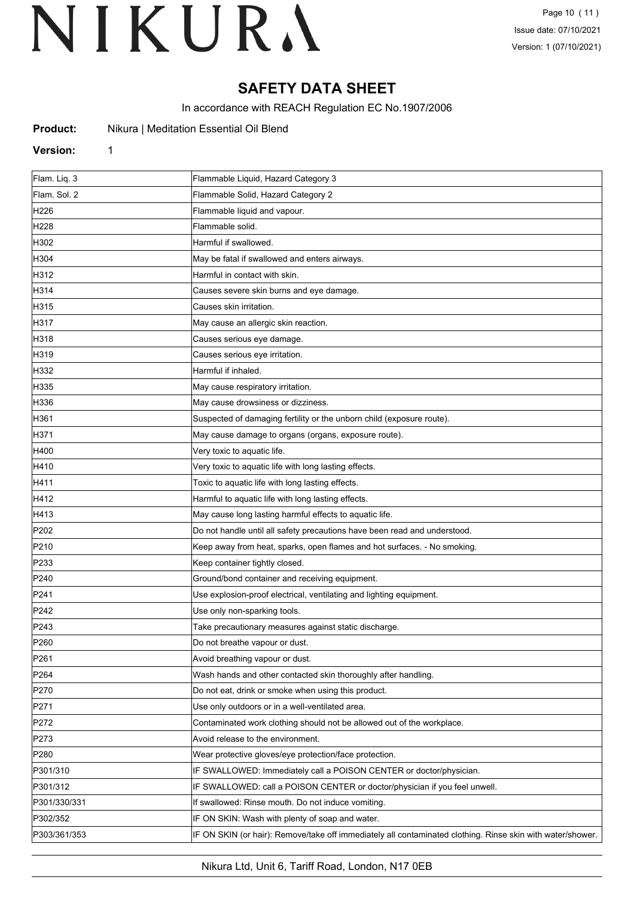# SAFETY DATA SHEET

In accordance with REACH Regulation EC No.1907/2006

**Product:** Nikura | Meditation Essential Oil Blend

**Version:** 1

| | |
|---|---|
| Flam. Liq. 3 | Flammable Liquid, Hazard Category 3 |
| Flam. Sol. 2 | Flammable Solid, Hazard Category 2 |
| H226 | Flammable liquid and vapour. |
| H228 | Flammable solid. |
| H302 | Harmful if swallowed. |
| H304 | May be fatal if swallowed and enters airways. |
| H312 | Harmful in contact with skin. |
| H314 | Causes severe skin burns and eye damage. |
| H315 | Causes skin irritation. |
| H317 | May cause an allergic skin reaction. |
| H318 | Causes serious eye damage. |
| H319 | Causes serious eye irritation. |
| H332 | Harmful if inhaled. |
| H335 | May cause respiratory irritation. |
| H336 | May cause drowsiness or dizziness. |
| H361 | Suspected of damaging fertility or the unborn child (exposure route). |
| H371 | May cause damage to organs (organs, exposure route). |
| H400 | Very toxic to aquatic life. |
| H410 | Very toxic to aquatic life with long lasting effects. |
| H411 | Toxic to aquatic life with long lasting effects. |
| H412 | Harmful to aquatic life with long lasting effects. |
| H413 | May cause long lasting harmful effects to aquatic life. |
| P202 | Do not handle until all safety precautions have been read and understood. |
| P210 | Keep away from heat, sparks, open flames and hot surfaces. - No smoking. |
| P233 | Keep container tightly closed. |
| P240 | Ground/bond container and receiving equipment. |
| P241 | Use explosion-proof electrical, ventilating and lighting equipment. |
| P242 | Use only non-sparking tools. |
| P243 | Take precautionary measures against static discharge. |
| P260 | Do not breathe vapour or dust. |
| P261 | Avoid breathing vapour or dust. |
| P264 | Wash hands and other contacted skin thoroughly after handling. |
| P270 | Do not eat, drink or smoke when using this product. |
| P271 | Use only outdoors or in a well-ventilated area. |
| P272 | Contaminated work clothing should not be allowed out of the workplace. |
| P273 | Avoid release to the environment. |
| P280 | Wear protective gloves/eye protection/face protection. |
| P301/310 | IF SWALLOWED: Immediately call a POISON CENTER or doctor/physician. |
| P301/312 | IF SWALLOWED: call a POISON CENTER or doctor/physician if you feel unwell. |
| P301/330/331 | If swallowed: Rinse mouth. Do not induce vomiting. |
| P302/352 | IF ON SKIN: Wash with plenty of soap and water. |
| P303/361/353 | IF ON SKIN (or hair): Remove/take off immediately all contaminated clothing. Rinse skin with water/shower. |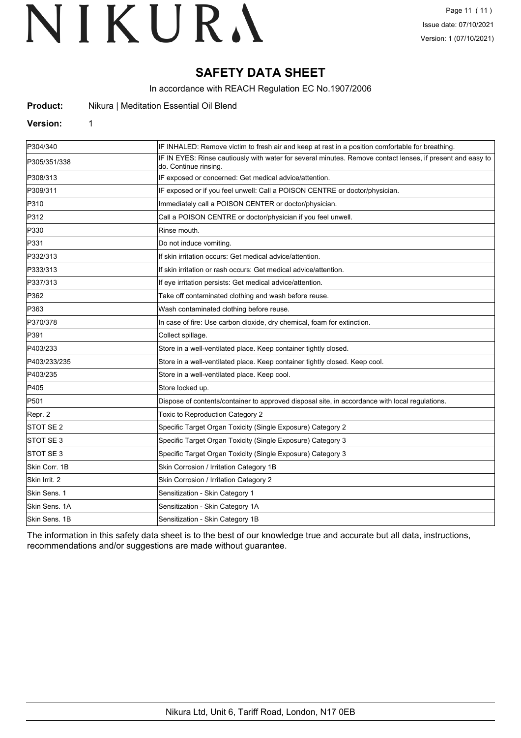# SAFETY DATA SHEET

In accordance with REACH Regulation EC No.1907/2006

**Product:** Nikura | Meditation Essential Oil Blend

**Version:** 1

| | |
|---|---|
| P304/340 | IF INHALED: Remove victim to fresh air and keep at rest in a position comfortable for breathing. |
| P305/351/338 | IF IN EYES: Rinse cautiously with water for several minutes. Remove contact lenses, if present and easy to do. Continue rinsing. |
| P308/313 | IF exposed or concerned: Get medical advice/attention. |
| P309/311 | IF exposed or if you feel unwell: Call a POISON CENTRE or doctor/physician. |
| P310 | Immediately call a POISON CENTER or doctor/physician. |
| P312 | Call a POISON CENTRE or doctor/physician if you feel unwell. |
| P330 | Rinse mouth. |
| P331 | Do not induce vomiting. |
| P332/313 | If skin irritation occurs: Get medical advice/attention. |
| P333/313 | If skin irritation or rash occurs: Get medical advice/attention. |
| P337/313 | If eye irritation persists: Get medical advice/attention. |
| P362 | Take off contaminated clothing and wash before reuse. |
| P363 | Wash contaminated clothing before reuse. |
| P370/378 | In case of fire: Use carbon dioxide, dry chemical, foam for extinction. |
| P391 | Collect spillage. |
| P403/233 | Store in a well-ventilated place. Keep container tightly closed. |
| P403/233/235 | Store in a well-ventilated place. Keep container tightly closed. Keep cool. |
| P403/235 | Store in a well-ventilated place. Keep cool. |
| P405 | Store locked up. |
| P501 | Dispose of contents/container to approved disposal site, in accordance with local regulations. |
| Repr. 2 | Toxic to Reproduction Category 2 |
| STOT SE 2 | Specific Target Organ Toxicity (Single Exposure) Category 2 |
| STOT SE 3 | Specific Target Organ Toxicity (Single Exposure) Category 3 |
| STOT SE 3 | Specific Target Organ Toxicity (Single Exposure) Category 3 |
| Skin Corr. 1B | Skin Corrosion / Irritation Category 1B |
| Skin Irrit. 2 | Skin Corrosion / Irritation Category 2 |
| Skin Sens. 1 | Sensitization - Skin Category 1 |
| Skin Sens. 1A | Sensitization - Skin Category 1A |
| Skin Sens. 1B | Sensitization - Skin Category 1B |

The information in this safety data sheet is to the best of our knowledge true and accurate but all data, instructions, recommendations and/or suggestions are made without guarantee.